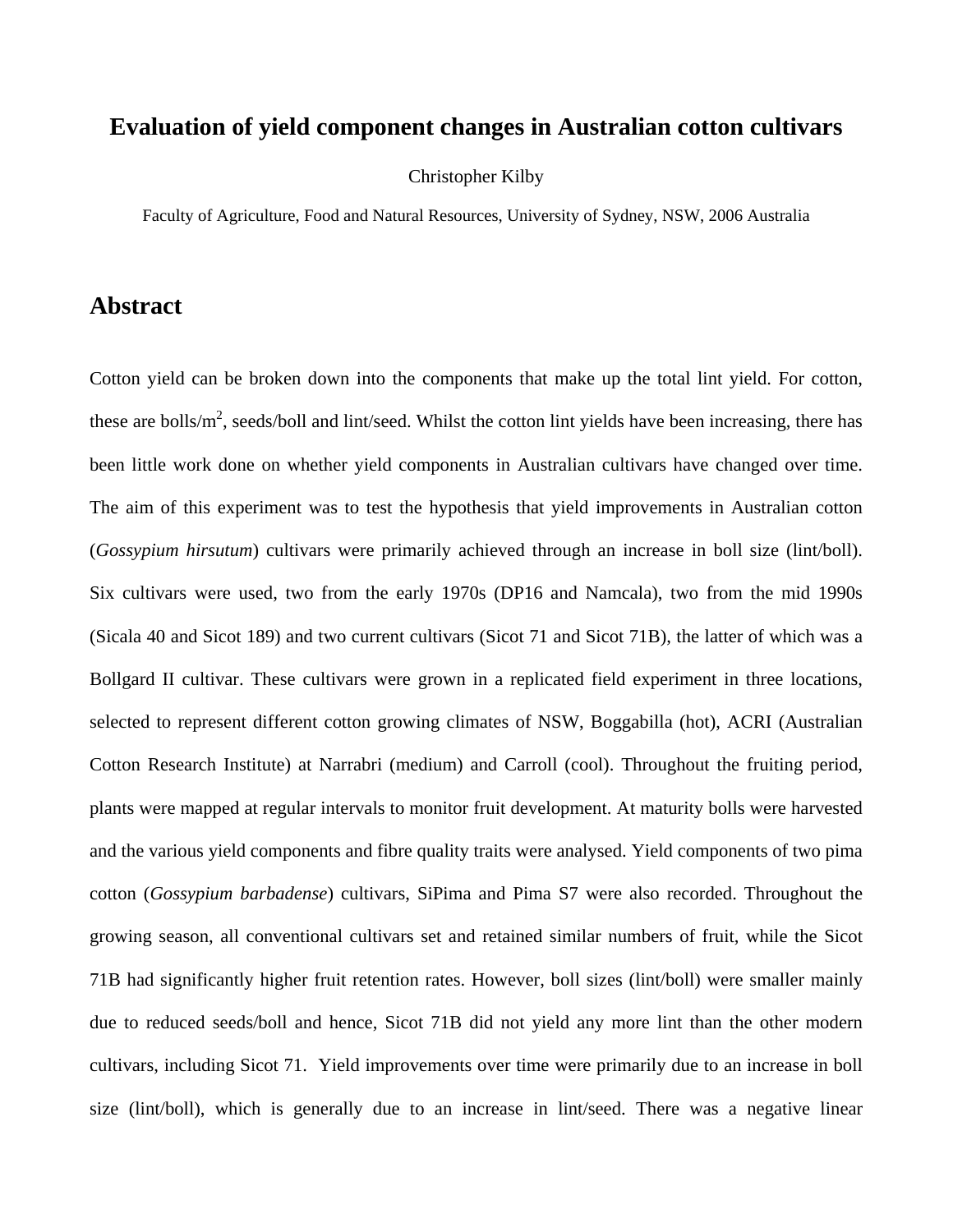# Evaluation of yield component changes in Australian cotton cultivars

Christopher Kilby

Faculty of Agriculture, Food and Natural Resources, University of Sydney, NSW, 2006 Australia

## Abstract

Cotton yield can be broken down into the components that make up the total lint yield. For cotton, these are bolls/$m^2$, seeds/boll and lint/seed. Whilst the cotton lint yields have been increasing, there has been little work done on whether yield components in Australian cultivars have changed over time. The aim of this experiment was to test the hypothesis that yield improvements in Australian cotton (*Gossypium hirsutum*) cultivars were primarily achieved through an increase in boll size (lint/boll). Six cultivars were used, two from the early 1970s (DP16 and Namcala), two from the mid 1990s (Sicala 40 and Sicot 189) and two current cultivars (Sicot 71 and Sicot 71B), the latter of which was a Bollgard II cultivar. These cultivars were grown in a replicated field experiment in three locations, selected to represent different cotton growing climates of NSW, Boggabilla (hot), ACRI (Australian Cotton Research Institute) at Narrabri (medium) and Carroll (cool). Throughout the fruiting period, plants were mapped at regular intervals to monitor fruit development. At maturity bolls were harvested and the various yield components and fibre quality traits were analysed. Yield components of two pima cotton (*Gossypium barbadense*) cultivars, SiPima and Pima S7 were also recorded. Throughout the growing season, all conventional cultivars set and retained similar numbers of fruit, while the Sicot 71B had significantly higher fruit retention rates. However, boll sizes (lint/boll) were smaller mainly due to reduced seeds/boll and hence, Sicot 71B did not yield any more lint than the other modern cultivars, including Sicot 71. Yield improvements over time were primarily due to an increase in boll size (lint/boll), which is generally due to an increase in lint/seed. There was a negative linear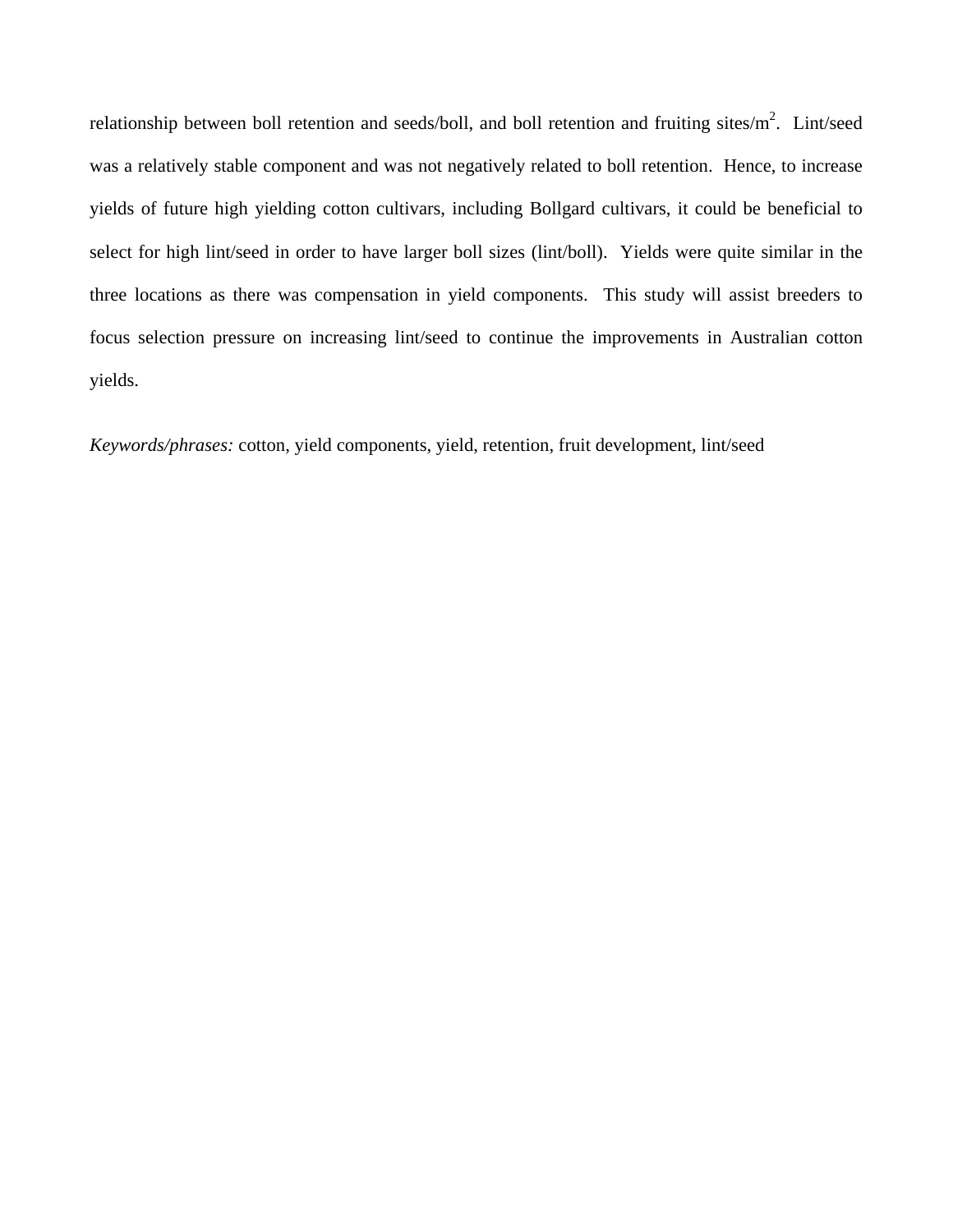relationship between boll retention and seeds/boll, and boll retention and fruiting sites/$m^2$. Lint/seed was a relatively stable component and was not negatively related to boll retention. Hence, to increase yields of future high yielding cotton cultivars, including Bollgard cultivars, it could be beneficial to select for high lint/seed in order to have larger boll sizes (lint/boll). Yields were quite similar in the three locations as there was compensation in yield components. This study will assist breeders to focus selection pressure on increasing lint/seed to continue the improvements in Australian cotton yields.

*Keywords/phrases:* cotton, yield components, yield, retention, fruit development, lint/seed